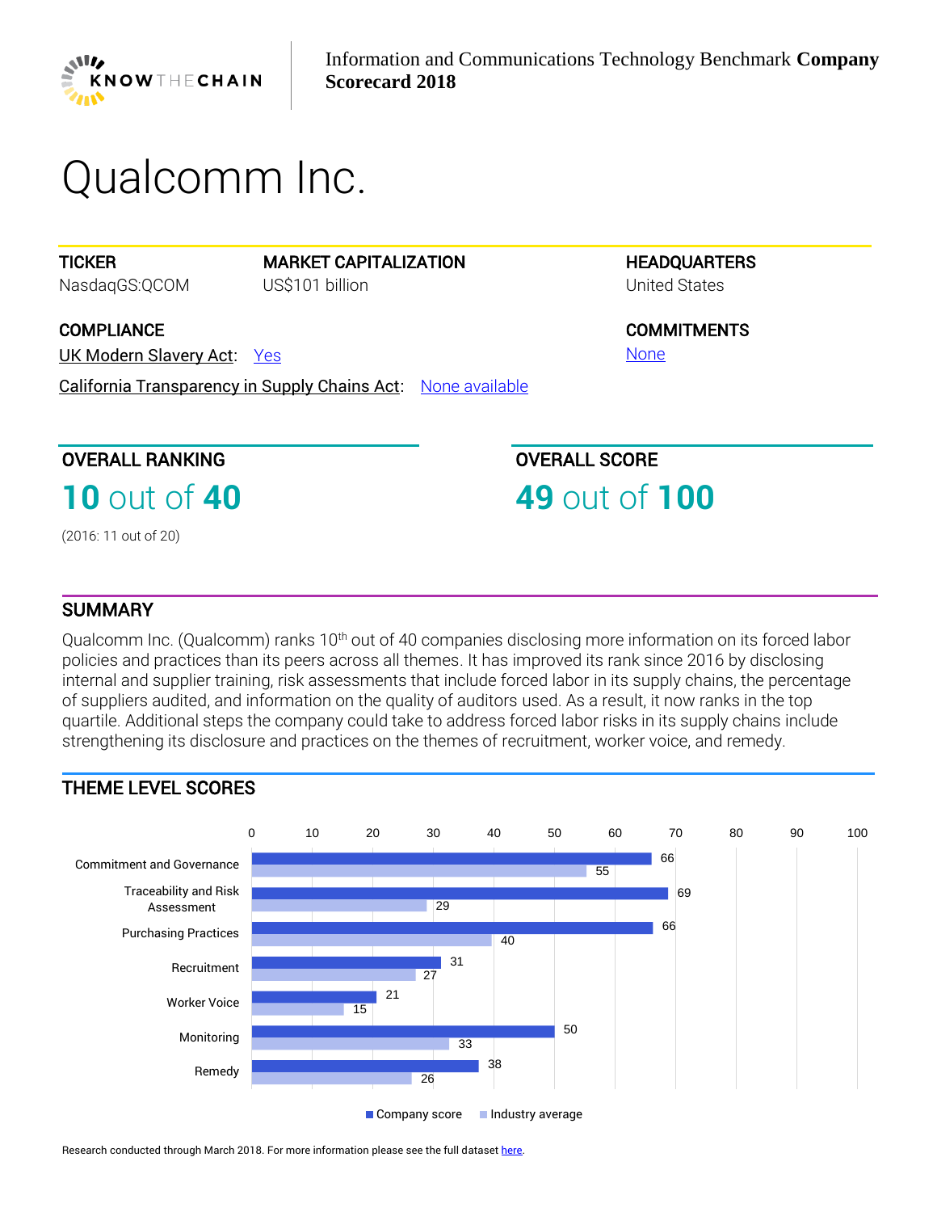Information and Communications Technology Benchmark **Company Scorecard 2018**

# Qualcomm Inc.

**TICKER**
NasdaqGS:QCOM

**MARKET CAPITALIZATION**
US$101 billion

**HEADQUARTERS**
United States

**COMPLIANCE**

UK Modern Slavery Act: Yes

California Transparency in Supply Chains Act: None available

**COMMITMENTS**
None

## OVERALL RANKING

**10** out of **40**

(2016: 11 out of 20)

## OVERALL SCORE

**49** out of **100**

## SUMMARY

Qualcomm Inc. (Qualcomm) ranks 10th out of 40 companies disclosing more information on its forced labor policies and practices than its peers across all themes. It has improved its rank since 2016 by disclosing internal and supplier training, risk assessments that include forced labor in its supply chains, the percentage of suppliers audited, and information on the quality of auditors used. As a result, it now ranks in the top quartile. Additional steps the company could take to address forced labor risks in its supply chains include strengthening its disclosure and practices on the themes of recruitment, worker voice, and remedy.

## THEME LEVEL SCORES

| Theme | Company score | Industry average |
|---|---|---|
| Commitment and Governance | 66 | 55 |
| Traceability and Risk Assessment | 69 | 29 |
| Purchasing Practices | 66 | 40 |
| Recruitment | 31 | 27 |
| Worker Voice | 21 | 15 |
| Monitoring | 50 | 33 |
| Remedy | 38 | 26 |

Research conducted through March 2018. For more information please see the full dataset here.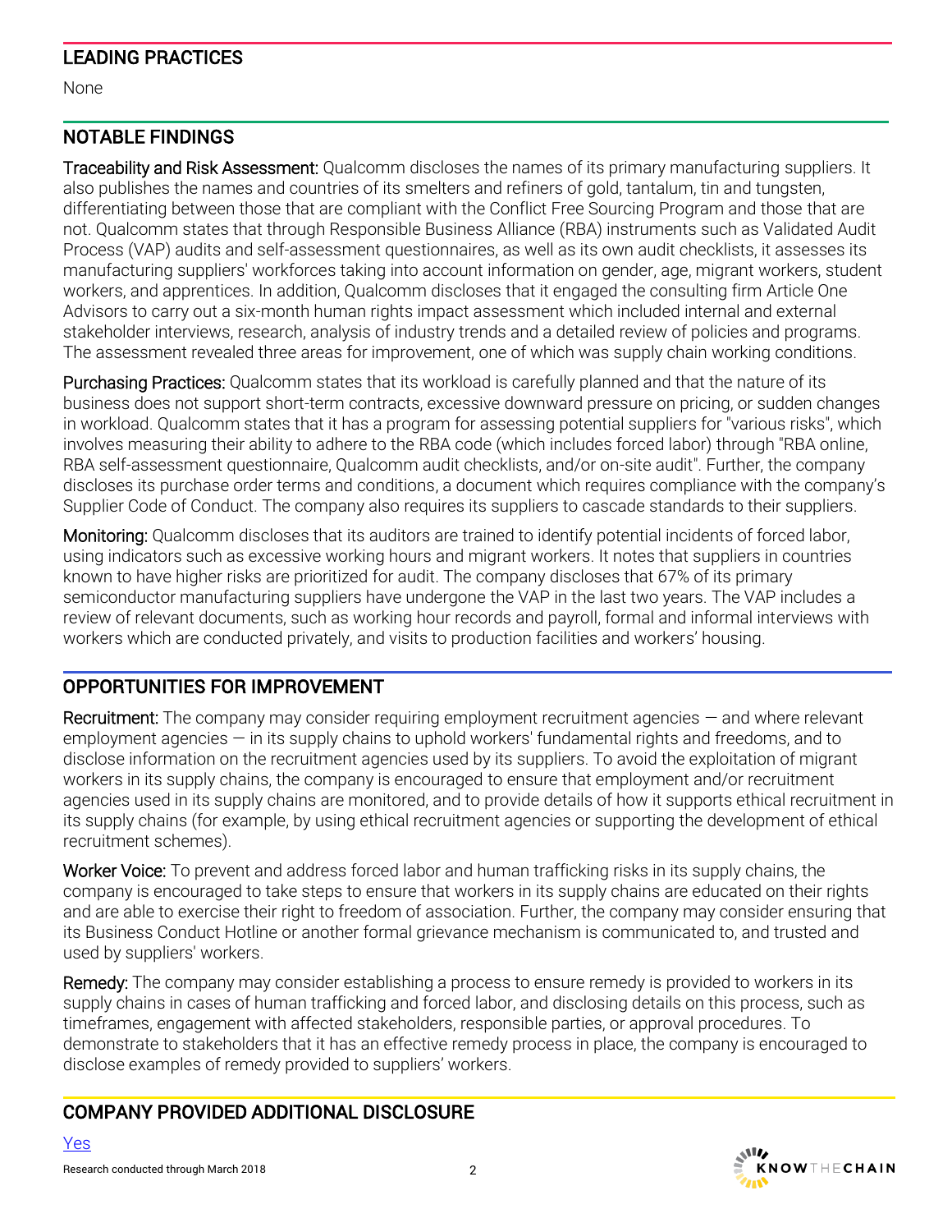## LEADING PRACTICES

None

## NOTABLE FINDINGS

**Traceability and Risk Assessment:** Qualcomm discloses the names of its primary manufacturing suppliers. It also publishes the names and countries of its smelters and refiners of gold, tantalum, tin and tungsten, differentiating between those that are compliant with the Conflict Free Sourcing Program and those that are not. Qualcomm states that through Responsible Business Alliance (RBA) instruments such as Validated Audit Process (VAP) audits and self-assessment questionnaires, as well as its own audit checklists, it assesses its manufacturing suppliers' workforces taking into account information on gender, age, migrant workers, student workers, and apprentices. In addition, Qualcomm discloses that it engaged the consulting firm Article One Advisors to carry out a six-month human rights impact assessment which included internal and external stakeholder interviews, research, analysis of industry trends and a detailed review of policies and programs. The assessment revealed three areas for improvement, one of which was supply chain working conditions.

**Purchasing Practices:** Qualcomm states that its workload is carefully planned and that the nature of its business does not support short-term contracts, excessive downward pressure on pricing, or sudden changes in workload. Qualcomm states that it has a program for assessing potential suppliers for "various risks", which involves measuring their ability to adhere to the RBA code (which includes forced labor) through "RBA online, RBA self-assessment questionnaire, Qualcomm audit checklists, and/or on-site audit". Further, the company discloses its purchase order terms and conditions, a document which requires compliance with the company's Supplier Code of Conduct. The company also requires its suppliers to cascade standards to their suppliers.

**Monitoring:** Qualcomm discloses that its auditors are trained to identify potential incidents of forced labor, using indicators such as excessive working hours and migrant workers. It notes that suppliers in countries known to have higher risks are prioritized for audit. The company discloses that 67% of its primary semiconductor manufacturing suppliers have undergone the VAP in the last two years. The VAP includes a review of relevant documents, such as working hour records and payroll, formal and informal interviews with workers which are conducted privately, and visits to production facilities and workers' housing.

## OPPORTUNITIES FOR IMPROVEMENT

**Recruitment:** The company may consider requiring employment recruitment agencies — and where relevant employment agencies — in its supply chains to uphold workers' fundamental rights and freedoms, and to disclose information on the recruitment agencies used by its suppliers. To avoid the exploitation of migrant workers in its supply chains, the company is encouraged to ensure that employment and/or recruitment agencies used in its supply chains are monitored, and to provide details of how it supports ethical recruitment in its supply chains (for example, by using ethical recruitment agencies or supporting the development of ethical recruitment schemes).

**Worker Voice:** To prevent and address forced labor and human trafficking risks in its supply chains, the company is encouraged to take steps to ensure that workers in its supply chains are educated on their rights and are able to exercise their right to freedom of association. Further, the company may consider ensuring that its Business Conduct Hotline or another formal grievance mechanism is communicated to, and trusted and used by suppliers' workers.

**Remedy:** The company may consider establishing a process to ensure remedy is provided to workers in its supply chains in cases of human trafficking and forced labor, and disclosing details on this process, such as timeframes, engagement with affected stakeholders, responsible parties, or approval procedures. To demonstrate to stakeholders that it has an effective remedy process in place, the company is encouraged to disclose examples of remedy provided to suppliers' workers.

## COMPANY PROVIDED ADDITIONAL DISCLOSURE

Yes

Research conducted through March 2018